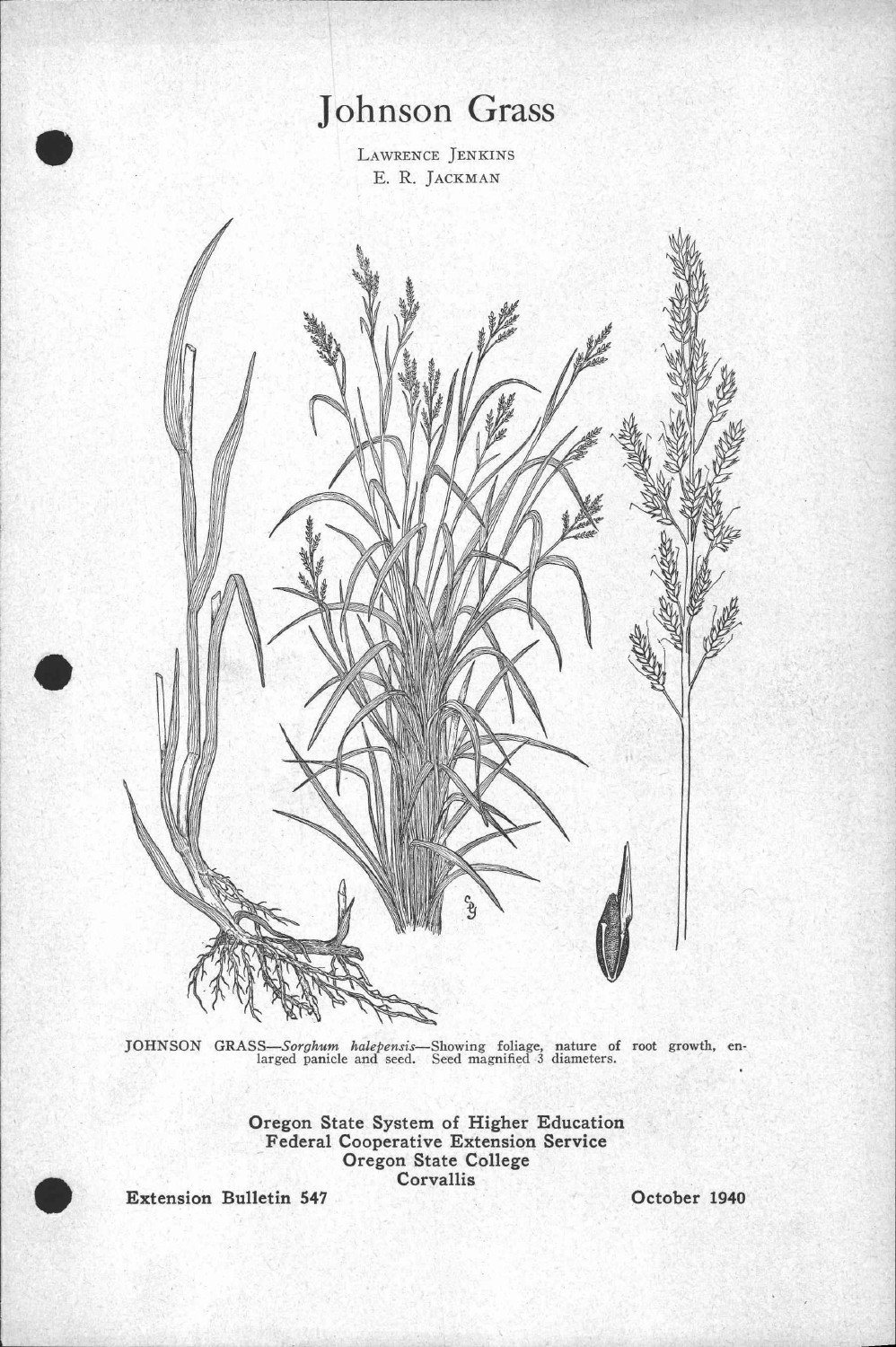# Johnson Grass

Lawrence Jenkins
E. R. Jackman

JOHNSON GRASS—*Sorghum halepensis*—Showing foliage, nature of root growth, enlarged panicle and seed. Seed magnified 3 diameters.

**Oregon State System of Higher Education**
**Federal Cooperative Extension Service**
**Oregon State College**
**Corvallis**

**Extension Bulletin 547** **October 1940**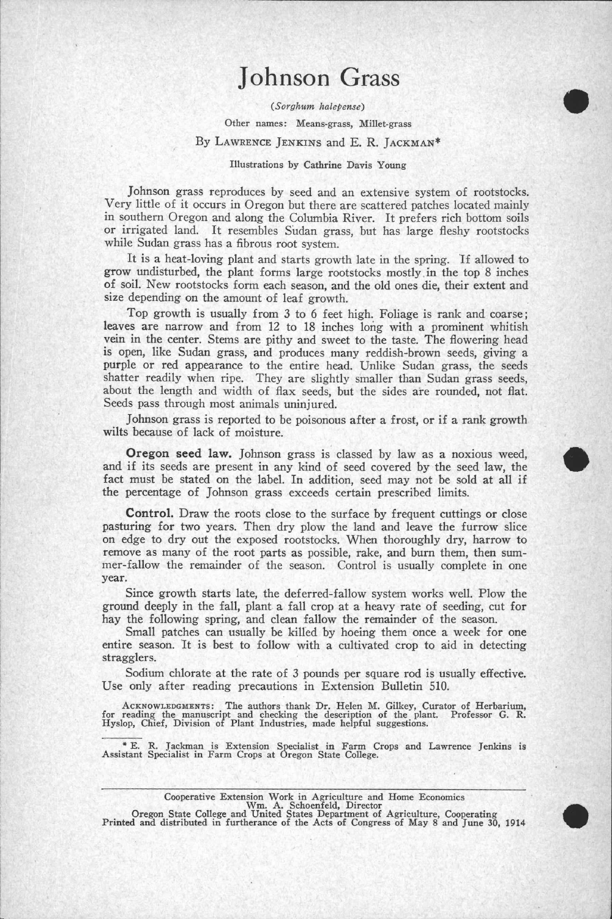# Johnson Grass

(*Sorghum halepense*)

Other names: Means-grass, Millet-grass

By LAWRENCE JENKINS and E. R. JACKMAN*

Illustrations by Cathrine Davis Young

Johnson grass reproduces by seed and an extensive system of rootstocks. Very little of it occurs in Oregon but there are scattered patches located mainly in southern Oregon and along the Columbia River. It prefers rich bottom soils or irrigated land. It resembles Sudan grass, but has large fleshy rootstocks while Sudan grass has a fibrous root system.

It is a heat-loving plant and starts growth late in the spring. If allowed to grow undisturbed, the plant forms large rootstocks mostly in the top 8 inches of soil. New rootstocks form each season, and the old ones die, their extent and size depending on the amount of leaf growth.

Top growth is usually from 3 to 6 feet high. Foliage is rank and coarse; leaves are narrow and from 12 to 18 inches long with a prominent whitish vein in the center. Stems are pithy and sweet to the taste. The flowering head is open, like Sudan grass, and produces many reddish-brown seeds, giving a purple or red appearance to the entire head. Unlike Sudan grass, the seeds shatter readily when ripe. They are slightly smaller than Sudan grass seeds, about the length and width of flax seeds, but the sides are rounded, not flat. Seeds pass through most animals uninjured.

Johnson grass is reported to be poisonous after a frost, or if a rank growth wilts because of lack of moisture.

**Oregon seed law.** Johnson grass is classed by law as a noxious weed, and if its seeds are present in any kind of seed covered by the seed law, the fact must be stated on the label. In addition, seed may not be sold at all if the percentage of Johnson grass exceeds certain prescribed limits.

**Control.** Draw the roots close to the surface by frequent cuttings or close pasturing for two years. Then dry plow the land and leave the furrow slice on edge to dry out the exposed rootstocks. When thoroughly dry, harrow to remove as many of the root parts as possible, rake, and burn them, then summer-fallow the remainder of the season. Control is usually complete in one year.

Since growth starts late, the deferred-fallow system works well. Plow the ground deeply in the fall, plant a fall crop at a heavy rate of seeding, cut for hay the following spring, and clean fallow the remainder of the season.

Small patches can usually be killed by hoeing them once a week for one entire season. It is best to follow with a cultivated crop to aid in detecting stragglers.

Sodium chlorate at the rate of 3 pounds per square rod is usually effective. Use only after reading precautions in Extension Bulletin 510.

ACKNOWLEDGMENTS: The authors thank Dr. Helen M. Gilkey, Curator of Herbarium, for reading the manuscript and checking the description of the plant. Professor G. R. Hyslop, Chief, Division of Plant Industries, made helpful suggestions.

\* E. R. Jackman is Extension Specialist in Farm Crops and Lawrence Jenkins is Assistant Specialist in Farm Crops at Oregon State College.

---

Cooperative Extension Work in Agriculture and Home Economics
Wm. A. Schoenfeld, Director
Oregon State College and United States Department of Agriculture, Cooperating
Printed and distributed in furtherance of the Acts of Congress of May 8 and June 30, 1914